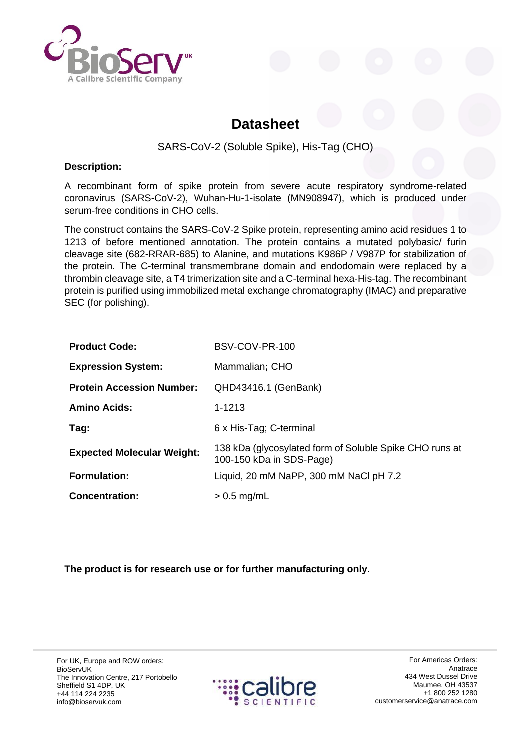# Datasheet

SARS-CoV-2 (Soluble Spike), His-Tag (CHO)

**Description:**

A recombinant form of spike protein from severe acute respiratory syndrome-related coronavirus (SARS-CoV-2), Wuhan-Hu-1-isolate (MN908947), which is produced under serum-free conditions in CHO cells.

The construct contains the SARS-CoV-2 Spike protein, representing amino acid residues 1 to 1213 of before mentioned annotation. The protein contains a mutated polybasic/ furin cleavage site (682-RRAR-685) to Alanine, and mutations K986P / V987P for stabilization of the protein. The C-terminal transmembrane domain and endodomain were replaced by a thrombin cleavage site, a T4 trimerization site and a C-terminal hexa-His-tag. The recombinant protein is purified using immobilized metal exchange chromatography (IMAC) and preparative SEC (for polishing).

| | |
|---|---|
| **Product Code:** | BSV-COV-PR-100 |
| **Expression System:** | Mammalian; CHO |
| **Protein Accession Number:** | QHD43416.1 (GenBank) |
| **Amino Acids:** | 1-1213 |
| **Tag:** | 6 x His-Tag; C-terminal |
| **Expected Molecular Weight:** | 138 kDa (glycosylated form of Soluble Spike CHO runs at 100-150 kDa in SDS-Page) |
| **Formulation:** | Liquid, 20 mM NaPP, 300 mM NaCl pH 7.2 |
| **Concentration:** | > 0.5 mg/mL |

**The product is for research use or for further manufacturing only.**

For UK, Europe and ROW orders:
BioServUK
The Innovation Centre, 217 Portobello
Sheffield S1 4DP, UK
+44 114 224 2235
info@bioservuk.com

For Americas Orders:
Anatrace
434 West Dussel Drive
Maumee, OH 43537
+1 800 252 1280
customerservice@anatrace.com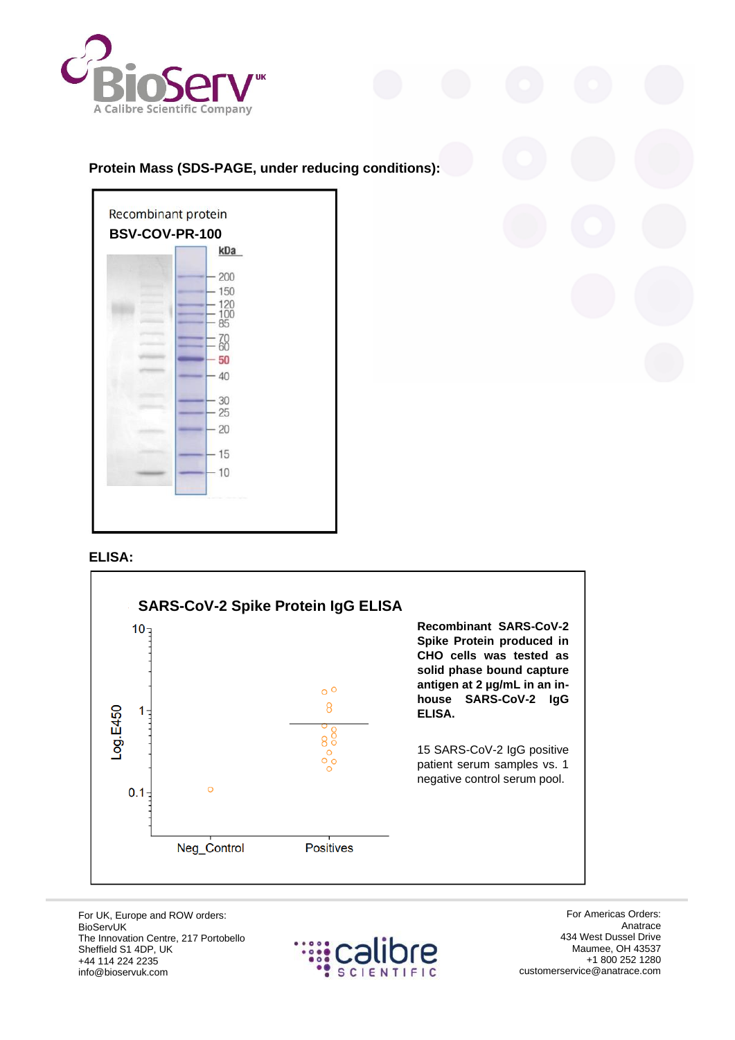## Protein Mass (SDS-PAGE, under reducing conditions):

Recombinant protein

**BSV-COV-PR-100**

kDa

200
150
120
100
85
70
60
50
40
30
25
20
15
10

## ELISA:

**SARS-CoV-2 Spike Protein IgG ELISA**

Log.E450

10
1
0.1

Neg_Control
Positives

**Recombinant SARS-CoV-2 Spike Protein produced in CHO cells was tested as solid phase bound capture antigen at 2 µg/mL in an in-house SARS-CoV-2 IgG ELISA.**

15 SARS-CoV-2 IgG positive patient serum samples vs. 1 negative control serum pool.

For UK, Europe and ROW orders:
BioServUK
The Innovation Centre, 217 Portobello
Sheffield S1 4DP, UK
+44 114 224 2235
info@bioservuk.com

For Americas Orders:
Anatrace
434 West Dussel Drive
Maumee, OH 43537
+1 800 252 1280
customerservice@anatrace.com